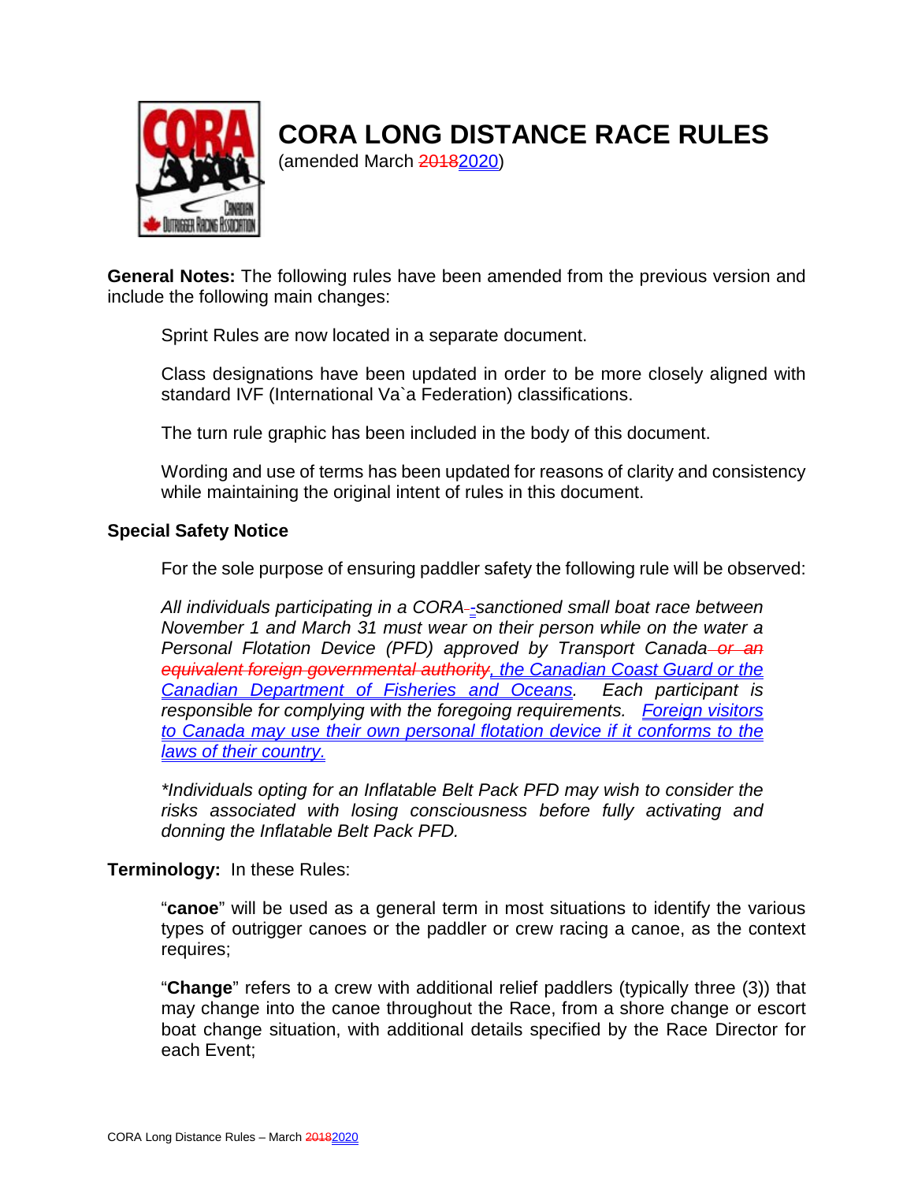# CORA LONG DISTANCE RACE RULES

(amended March ~~2018~~2020)

**General Notes:** The following rules have been amended from the previous version and include the following main changes:

Sprint Rules are now located in a separate document.

Class designations have been updated in order to be more closely aligned with standard IVF (International Va`a Federation) classifications.

The turn rule graphic has been included in the body of this document.

Wording and use of terms has been updated for reasons of clarity and consistency while maintaining the original intent of rules in this document.

**Special Safety Notice**

For the sole purpose of ensuring paddler safety the following rule will be observed:

*All individuals participating in a CORA-sanctioned small boat race between November 1 and March 31 must wear on their person while on the water a Personal Flotation Device (PFD) approved by Transport Canada ~~or an equivalent foreign governmental authority~~, the Canadian Coast Guard or the Canadian Department of Fisheries and Oceans. Each participant is responsible for complying with the foregoing requirements. Foreign visitors to Canada may use their own personal flotation device if it conforms to the laws of their country.*

*\*Individuals opting for an Inflatable Belt Pack PFD may wish to consider the risks associated with losing consciousness before fully activating and donning the Inflatable Belt Pack PFD.*

**Terminology:** In these Rules:

"**canoe**" will be used as a general term in most situations to identify the various types of outrigger canoes or the paddler or crew racing a canoe, as the context requires;

"**Change**" refers to a crew with additional relief paddlers (typically three (3)) that may change into the canoe throughout the Race, from a shore change or escort boat change situation, with additional details specified by the Race Director for each Event;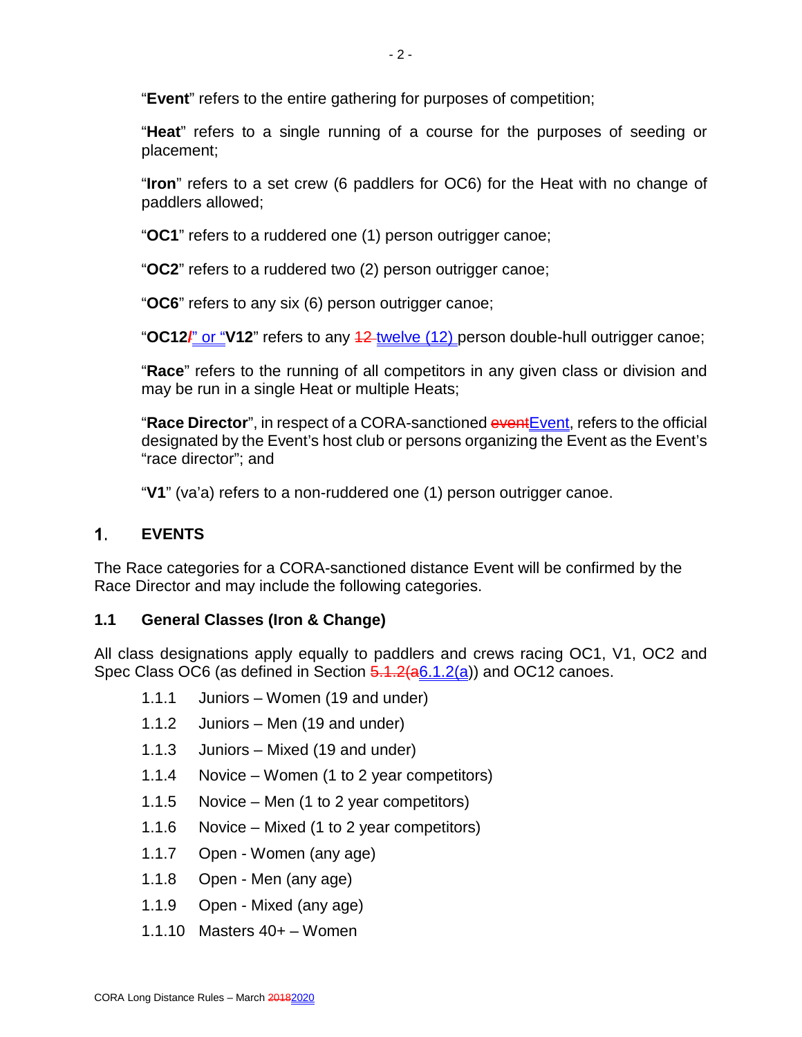“**Event**” refers to the entire gathering for purposes of competition;

“**Heat**” refers to a single running of a course for the purposes of seeding or placement;

“**Iron**” refers to a set crew (6 paddlers for OC6) for the Heat with no change of paddlers allowed;

“**OC1**” refers to a ruddered one (1) person outrigger canoe;

“**OC2**” refers to a ruddered two (2) person outrigger canoe;

“**OC6**” refers to any six (6) person outrigger canoe;

“**OC12**~~/~~” or “**V12**” refers to any ~~12~~ twelve (12) person double-hull outrigger canoe;

“**Race**” refers to the running of all competitors in any given class or division and may be run in a single Heat or multiple Heats;

“**Race Director**”, in respect of a CORA-sanctioned ~~event~~Event, refers to the official designated by the Event’s host club or persons organizing the Event as the Event’s “race director”; and

“**V1**” (va’a) refers to a non-ruddered one (1) person outrigger canoe.

## 1. EVENTS

The Race categories for a CORA-sanctioned distance Event will be confirmed by the Race Director and may include the following categories.

### 1.1 General Classes (Iron & Change)

All class designations apply equally to paddlers and crews racing OC1, V1, OC2 and Spec Class OC6 (as defined in Section ~~5.1.2(a~~6.1.2(a)) and OC12 canoes.

- 1.1.1 Juniors – Women (19 and under)
- 1.1.2 Juniors – Men (19 and under)
- 1.1.3 Juniors – Mixed (19 and under)
- 1.1.4 Novice – Women (1 to 2 year competitors)
- 1.1.5 Novice – Men (1 to 2 year competitors)
- 1.1.6 Novice – Mixed (1 to 2 year competitors)
- 1.1.7 Open - Women (any age)
- 1.1.8 Open - Men (any age)
- 1.1.9 Open - Mixed (any age)
- 1.1.10 Masters 40+ – Women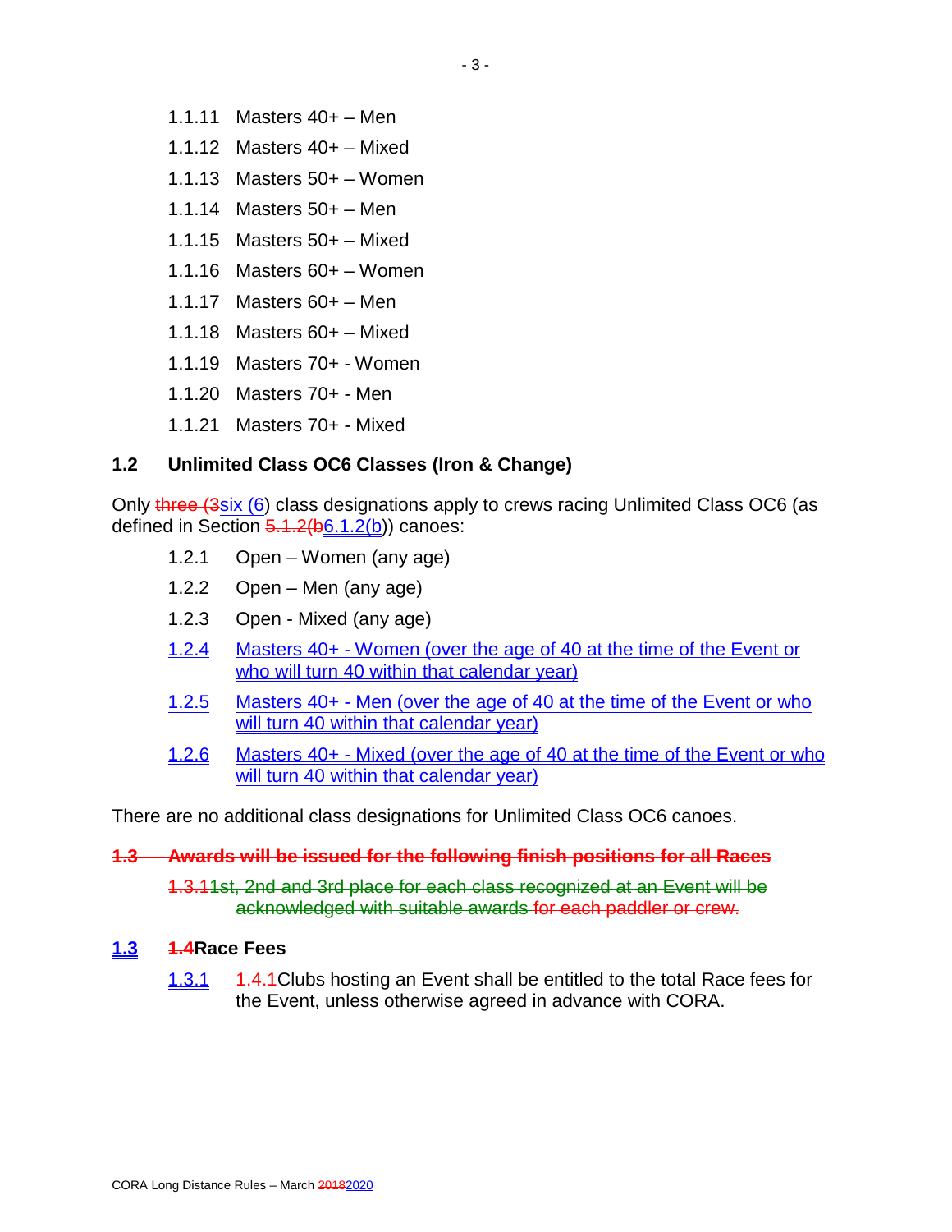1.1.11 Masters 40+ – Men

1.1.12 Masters 40+ – Mixed

1.1.13 Masters 50+ – Women

1.1.14 Masters 50+ – Men

1.1.15 Masters 50+ – Mixed

1.1.16 Masters 60+ – Women

1.1.17 Masters 60+ – Men

1.1.18 Masters 60+ – Mixed

1.1.19 Masters 70+ - Women

1.1.20 Masters 70+ - Men

1.1.21 Masters 70+ - Mixed

### 1.2 Unlimited Class OC6 Classes (Iron & Change)

Only ~~three (3~~six (6) class designations apply to crews racing Unlimited Class OC6 (as defined in Section ~~5.1.2(b~~6.1.2(b)) canoes:

1.2.1 Open – Women (any age)

1.2.2 Open – Men (any age)

1.2.3 Open - Mixed (any age)

1.2.4 Masters 40+ - Women (over the age of 40 at the time of the Event or who will turn 40 within that calendar year)

1.2.5 Masters 40+ - Men (over the age of 40 at the time of the Event or who will turn 40 within that calendar year)

1.2.6 Masters 40+ - Mixed (over the age of 40 at the time of the Event or who will turn 40 within that calendar year)

There are no additional class designations for Unlimited Class OC6 canoes.

~~**1.3 Awards will be issued for the following finish positions for all Races**~~

~~1.3.1 1st, 2nd and 3rd place for each class recognized at an Event will be acknowledged with suitable awards for each paddler or crew.~~

### 1.3 ~~1.4~~ Race Fees

1.3.1 ~~1.4.1~~ Clubs hosting an Event shall be entitled to the total Race fees for the Event, unless otherwise agreed in advance with CORA.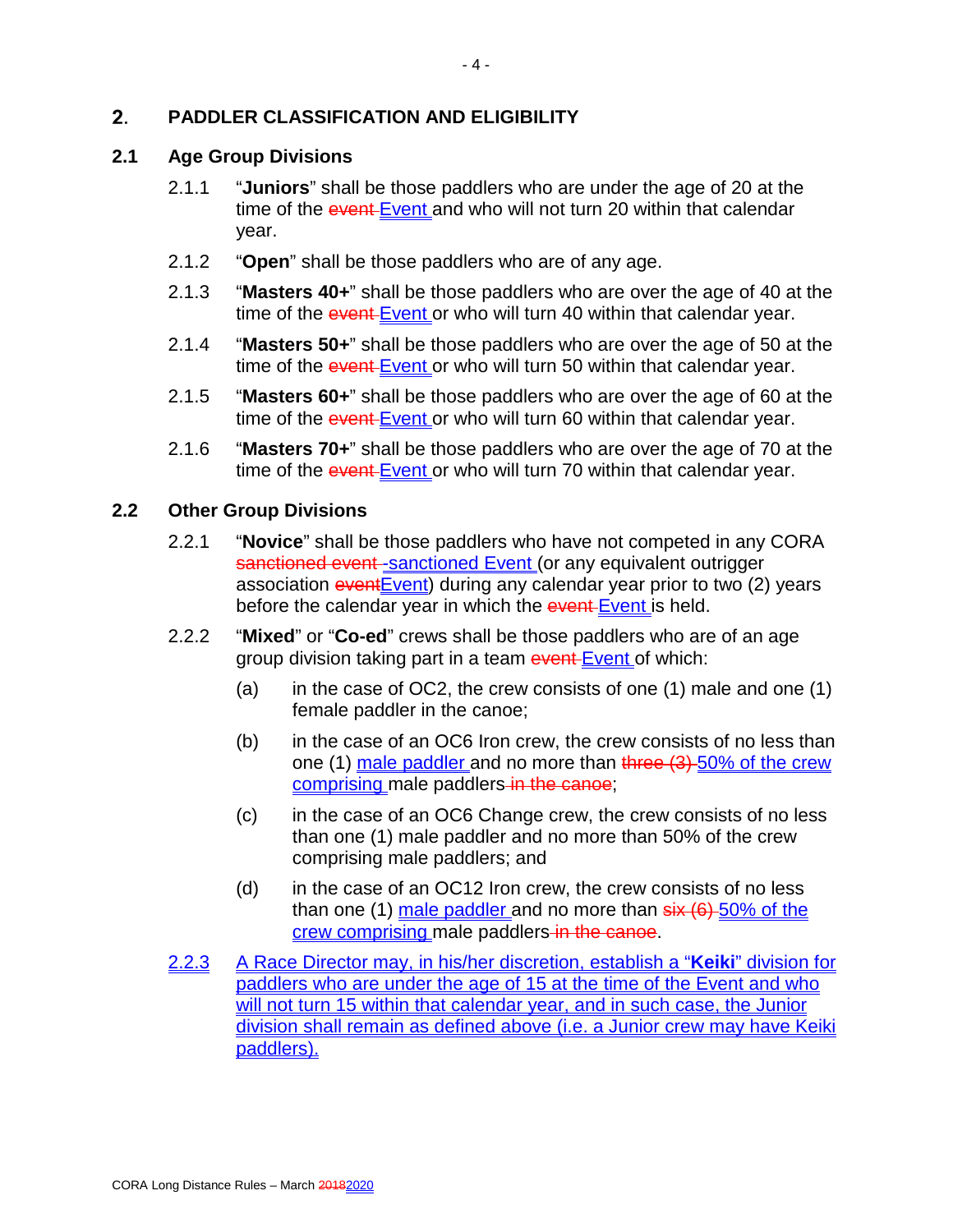## 2. PADDLER CLASSIFICATION AND ELIGIBILITY

### 2.1 Age Group Divisions

2.1.1 "**Juniors**" shall be those paddlers who are under the age of 20 at the time of the ~~event~~ Event and who will not turn 20 within that calendar year.

2.1.2 "**Open**" shall be those paddlers who are of any age.

2.1.3 "**Masters 40+**" shall be those paddlers who are over the age of 40 at the time of the ~~event~~ Event or who will turn 40 within that calendar year.

2.1.4 "**Masters 50+**" shall be those paddlers who are over the age of 50 at the time of the ~~event~~ Event or who will turn 50 within that calendar year.

2.1.5 "**Masters 60+**" shall be those paddlers who are over the age of 60 at the time of the ~~event~~ Event or who will turn 60 within that calendar year.

2.1.6 "**Masters 70+**" shall be those paddlers who are over the age of 70 at the time of the ~~event~~ Event or who will turn 70 within that calendar year.

### 2.2 Other Group Divisions

2.2.1 "**Novice**" shall be those paddlers who have not competed in any CORA ~~sanctioned event~~ -sanctioned Event (or any equivalent outrigger association ~~event~~Event) during any calendar year prior to two (2) years before the calendar year in which the ~~event~~ Event is held.

2.2.2 "**Mixed**" or "**Co-ed**" crews shall be those paddlers who are of an age group division taking part in a team ~~event~~ Event of which:

(a) in the case of OC2, the crew consists of one (1) male and one (1) female paddler in the canoe;

(b) in the case of an OC6 Iron crew, the crew consists of no less than one (1) male paddler and no more than ~~three (3)~~ 50% of the crew comprising male paddlers ~~in the canoe~~;

(c) in the case of an OC6 Change crew, the crew consists of no less than one (1) male paddler and no more than 50% of the crew comprising male paddlers; and

(d) in the case of an OC12 Iron crew, the crew consists of no less than one (1) male paddler and no more than ~~six (6)~~ 50% of the crew comprising male paddlers ~~in the canoe~~.

2.2.3 A Race Director may, in his/her discretion, establish a "**Keiki**" division for paddlers who are under the age of 15 at the time of the Event and who will not turn 15 within that calendar year, and in such case, the Junior division shall remain as defined above (i.e. a Junior crew may have Keiki paddlers).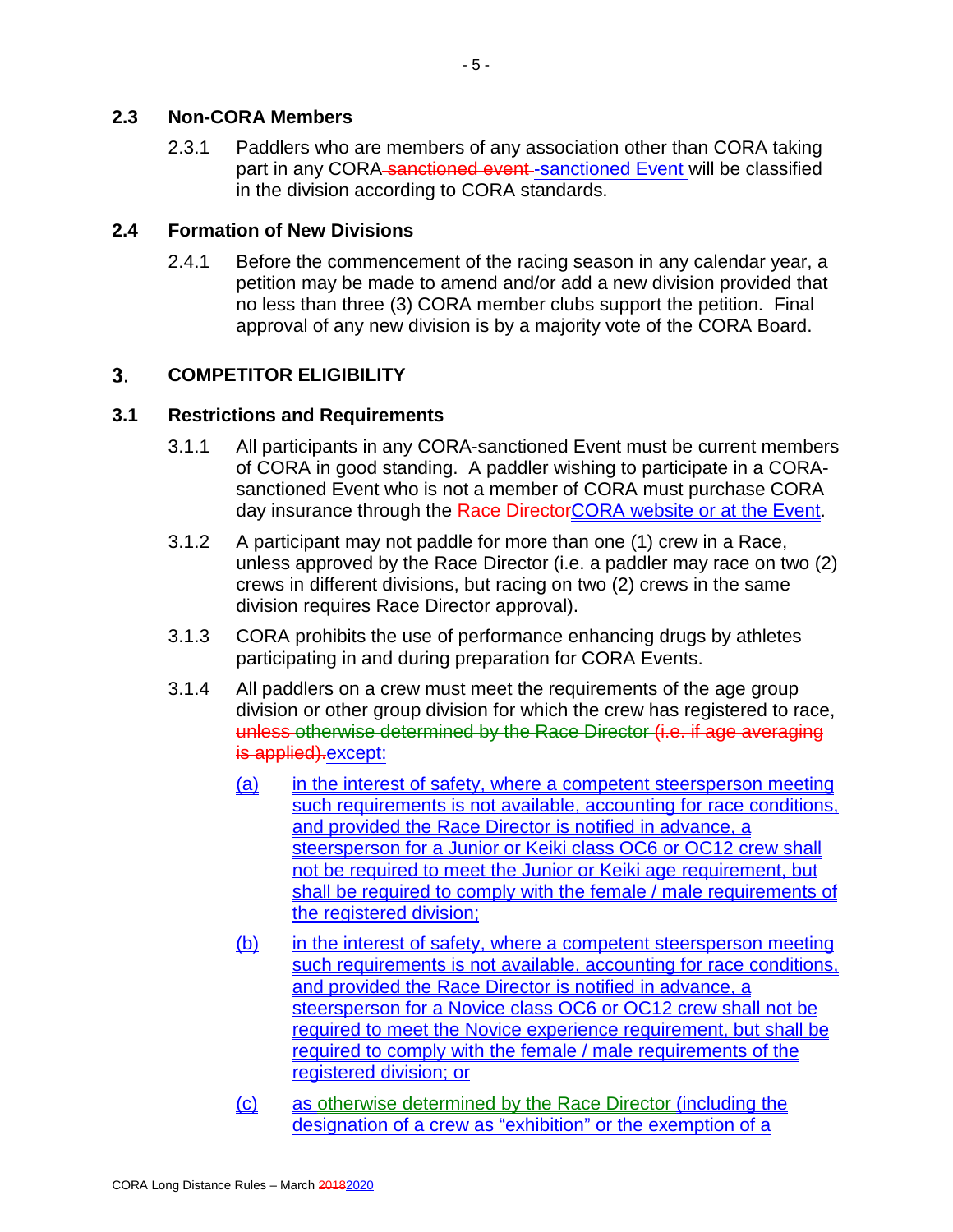## 2.3 Non-CORA Members

2.3.1 Paddlers who are members of any association other than CORA taking part in any CORA ~~sanctioned event~~ -sanctioned Event will be classified in the division according to CORA standards.

## 2.4 Formation of New Divisions

2.4.1 Before the commencement of the racing season in any calendar year, a petition may be made to amend and/or add a new division provided that no less than three (3) CORA member clubs support the petition. Final approval of any new division is by a majority vote of the CORA Board.

# 3. COMPETITOR ELIGIBILITY

## 3.1 Restrictions and Requirements

3.1.1 All participants in any CORA-sanctioned Event must be current members of CORA in good standing. A paddler wishing to participate in a CORA-sanctioned Event who is not a member of CORA must purchase CORA day insurance through the ~~Race Director~~CORA website or at the Event.

3.1.2 A participant may not paddle for more than one (1) crew in a Race, unless approved by the Race Director (i.e. a paddler may race on two (2) crews in different divisions, but racing on two (2) crews in the same division requires Race Director approval).

3.1.3 CORA prohibits the use of performance enhancing drugs by athletes participating in and during preparation for CORA Events.

3.1.4 All paddlers on a crew must meet the requirements of the age group division or other group division for which the crew has registered to race, ~~unless otherwise determined by the Race Director (i.e. if age averaging is applied).~~except:

(a) in the interest of safety, where a competent steersperson meeting such requirements is not available, accounting for race conditions, and provided the Race Director is notified in advance, a steersperson for a Junior or Keiki class OC6 or OC12 crew shall not be required to meet the Junior or Keiki age requirement, but shall be required to comply with the female / male requirements of the registered division;

(b) in the interest of safety, where a competent steersperson meeting such requirements is not available, accounting for race conditions, and provided the Race Director is notified in advance, a steersperson for a Novice class OC6 or OC12 crew shall not be required to meet the Novice experience requirement, but shall be required to comply with the female / male requirements of the registered division; or

(c) as otherwise determined by the Race Director (including the designation of a crew as "exhibition" or the exemption of a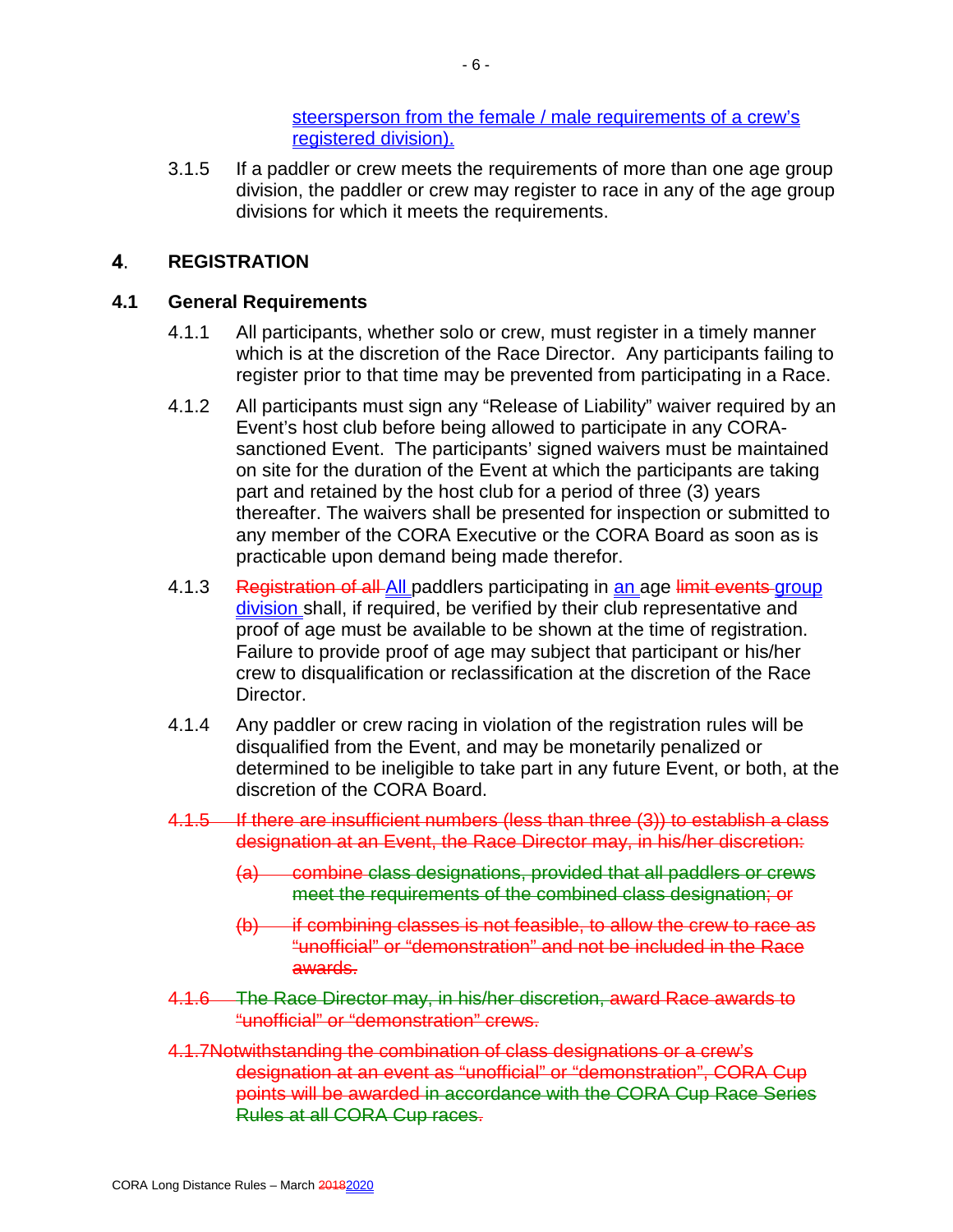steersperson from the female / male requirements of a crew's registered division).

3.1.5 If a paddler or crew meets the requirements of more than one age group division, the paddler or crew may register to race in any of the age group divisions for which it meets the requirements.

## 4. REGISTRATION

### 4.1 General Requirements

4.1.1 All participants, whether solo or crew, must register in a timely manner which is at the discretion of the Race Director. Any participants failing to register prior to that time may be prevented from participating in a Race.

4.1.2 All participants must sign any "Release of Liability" waiver required by an Event's host club before being allowed to participate in any CORA-sanctioned Event. The participants' signed waivers must be maintained on site for the duration of the Event at which the participants are taking part and retained by the host club for a period of three (3) years thereafter. The waivers shall be presented for inspection or submitted to any member of the CORA Executive or the CORA Board as soon as is practicable upon demand being made therefor.

4.1.3 ~~Registration of all~~ All paddlers participating in an age ~~limit events~~ group division shall, if required, be verified by their club representative and proof of age must be available to be shown at the time of registration. Failure to provide proof of age may subject that participant or his/her crew to disqualification or reclassification at the discretion of the Race Director.

4.1.4 Any paddler or crew racing in violation of the registration rules will be disqualified from the Event, and may be monetarily penalized or determined to be ineligible to take part in any future Event, or both, at the discretion of the CORA Board.

~~4.1.5 If there are insufficient numbers (less than three (3)) to establish a class designation at an Event, the Race Director may, in his/her discretion:~~

~~(a) combine class designations, provided that all paddlers or crews meet the requirements of the combined class designation; or~~

~~(b) if combining classes is not feasible, to allow the crew to race as "unofficial" or "demonstration" and not be included in the Race awards.~~

~~4.1.6 The Race Director may, in his/her discretion, award Race awards to "unofficial" or "demonstration" crews.~~

~~4.1.7 Notwithstanding the combination of class designations or a crew's designation at an event as "unofficial" or "demonstration", CORA Cup points will be awarded in accordance with the CORA Cup Race Series Rules at all CORA Cup races.~~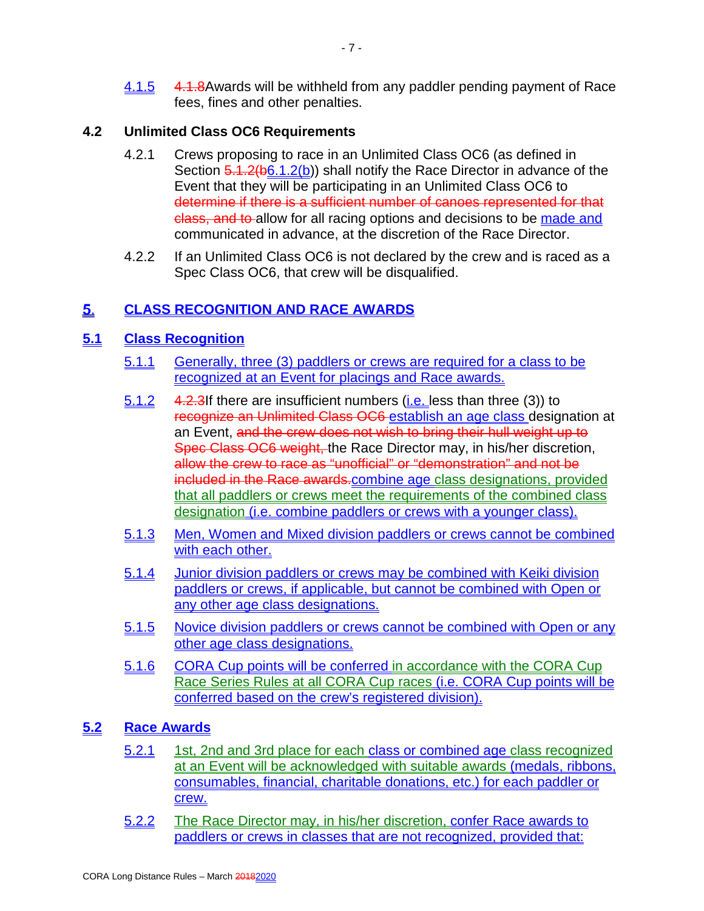4.1.5 4.1.8Awards will be withheld from any paddler pending payment of Race fees, fines and other penalties.

### 4.2 Unlimited Class OC6 Requirements

4.2.1 Crews proposing to race in an Unlimited Class OC6 (as defined in Section 5.1.2(b6.1.2(b)) shall notify the Race Director in advance of the Event that they will be participating in an Unlimited Class OC6 to determine if there is a sufficient number of canoes represented for that class, and to allow for all racing options and decisions to be made and communicated in advance, at the discretion of the Race Director.

4.2.2 If an Unlimited Class OC6 is not declared by the crew and is raced as a Spec Class OC6, that crew will be disqualified.

## 5. CLASS RECOGNITION AND RACE AWARDS

### 5.1 Class Recognition

5.1.1 Generally, three (3) paddlers or crews are required for a class to be recognized at an Event for placings and Race awards.

5.1.2 4.2.3If there are insufficient numbers (i.e. less than three (3)) to recognize an Unlimited Class OC6 establish an age class designation at an Event, and the crew does not wish to bring their hull weight up to Spec Class OC6 weight, the Race Director may, in his/her discretion, allow the crew to race as "unofficial" or "demonstration" and not be included in the Race awards.combine age class designations, provided that all paddlers or crews meet the requirements of the combined class designation (i.e. combine paddlers or crews with a younger class).

5.1.3 Men, Women and Mixed division paddlers or crews cannot be combined with each other.

5.1.4 Junior division paddlers or crews may be combined with Keiki division paddlers or crews, if applicable, but cannot be combined with Open or any other age class designations.

5.1.5 Novice division paddlers or crews cannot be combined with Open or any other age class designations.

5.1.6 CORA Cup points will be conferred in accordance with the CORA Cup Race Series Rules at all CORA Cup races (i.e. CORA Cup points will be conferred based on the crew's registered division).

### 5.2 Race Awards

5.2.1 1st, 2nd and 3rd place for each class or combined age class recognized at an Event will be acknowledged with suitable awards (medals, ribbons, consumables, financial, charitable donations, etc.) for each paddler or crew.

5.2.2 The Race Director may, in his/her discretion, confer Race awards to paddlers or crews in classes that are not recognized, provided that: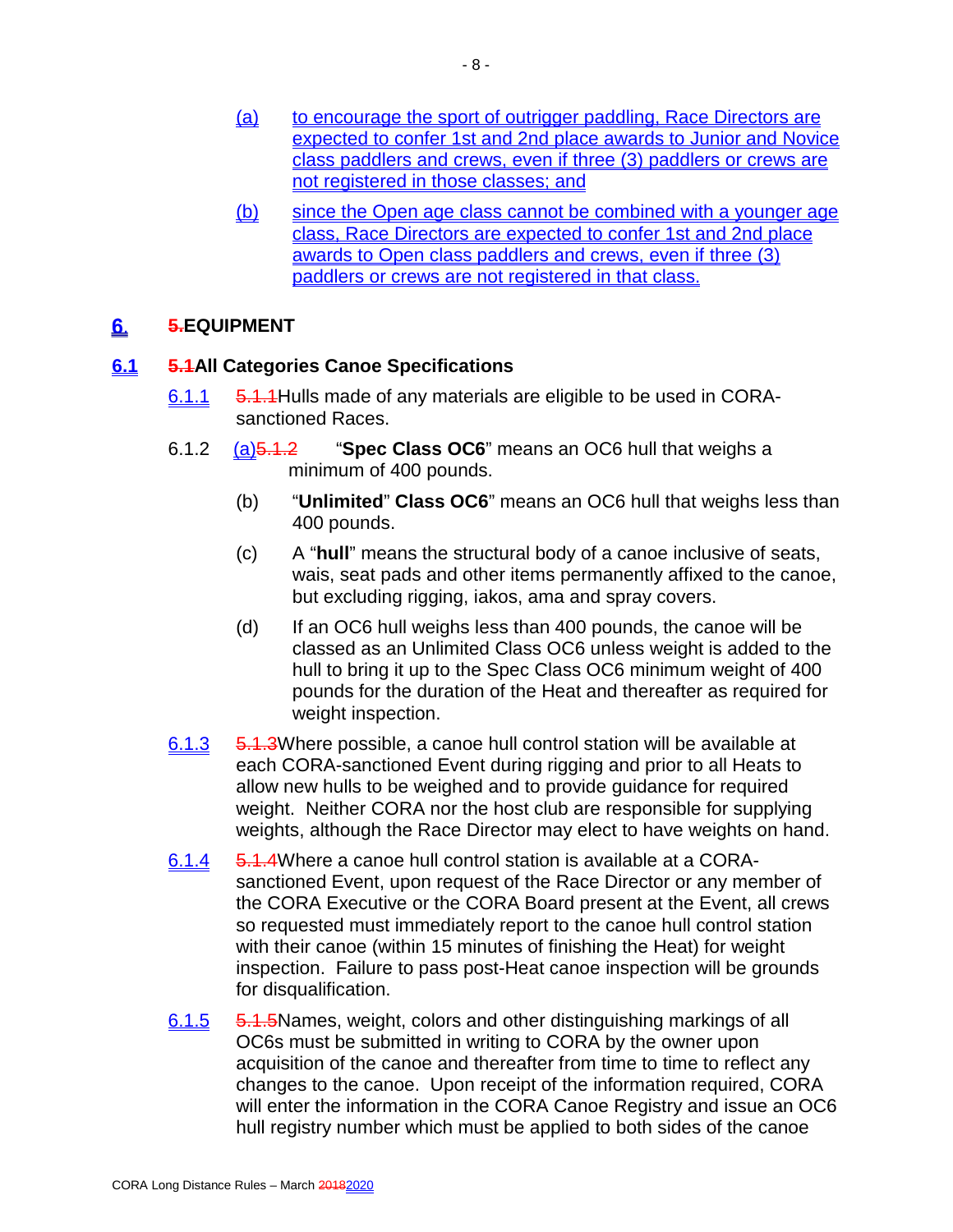(a) to encourage the sport of outrigger paddling, Race Directors are expected to confer 1st and 2nd place awards to Junior and Novice class paddlers and crews, even if three (3) paddlers or crews are not registered in those classes; and

(b) since the Open age class cannot be combined with a younger age class, Race Directors are expected to confer 1st and 2nd place awards to Open class paddlers and crews, even if three (3) paddlers or crews are not registered in that class.

## 6. ~~5.~~EQUIPMENT

### 6.1 ~~5.1~~All Categories Canoe Specifications

6.1.1 ~~5.1.1~~Hulls made of any materials are eligible to be used in CORA-sanctioned Races.

6.1.2 (a)~~5.1.2~~ "**Spec Class OC6**" means an OC6 hull that weighs a minimum of 400 pounds.

(b) "**Unlimited**" **Class OC6**" means an OC6 hull that weighs less than 400 pounds.

(c) A "**hull**" means the structural body of a canoe inclusive of seats, wais, seat pads and other items permanently affixed to the canoe, but excluding rigging, iakos, ama and spray covers.

(d) If an OC6 hull weighs less than 400 pounds, the canoe will be classed as an Unlimited Class OC6 unless weight is added to the hull to bring it up to the Spec Class OC6 minimum weight of 400 pounds for the duration of the Heat and thereafter as required for weight inspection.

6.1.3 ~~5.1.3~~Where possible, a canoe hull control station will be available at each CORA-sanctioned Event during rigging and prior to all Heats to allow new hulls to be weighed and to provide guidance for required weight. Neither CORA nor the host club are responsible for supplying weights, although the Race Director may elect to have weights on hand.

6.1.4 ~~5.1.4~~Where a canoe hull control station is available at a CORA-sanctioned Event, upon request of the Race Director or any member of the CORA Executive or the CORA Board present at the Event, all crews so requested must immediately report to the canoe hull control station with their canoe (within 15 minutes of finishing the Heat) for weight inspection. Failure to pass post-Heat canoe inspection will be grounds for disqualification.

6.1.5 ~~5.1.5~~Names, weight, colors and other distinguishing markings of all OC6s must be submitted in writing to CORA by the owner upon acquisition of the canoe and thereafter from time to time to reflect any changes to the canoe. Upon receipt of the information required, CORA will enter the information in the CORA Canoe Registry and issue an OC6 hull registry number which must be applied to both sides of the canoe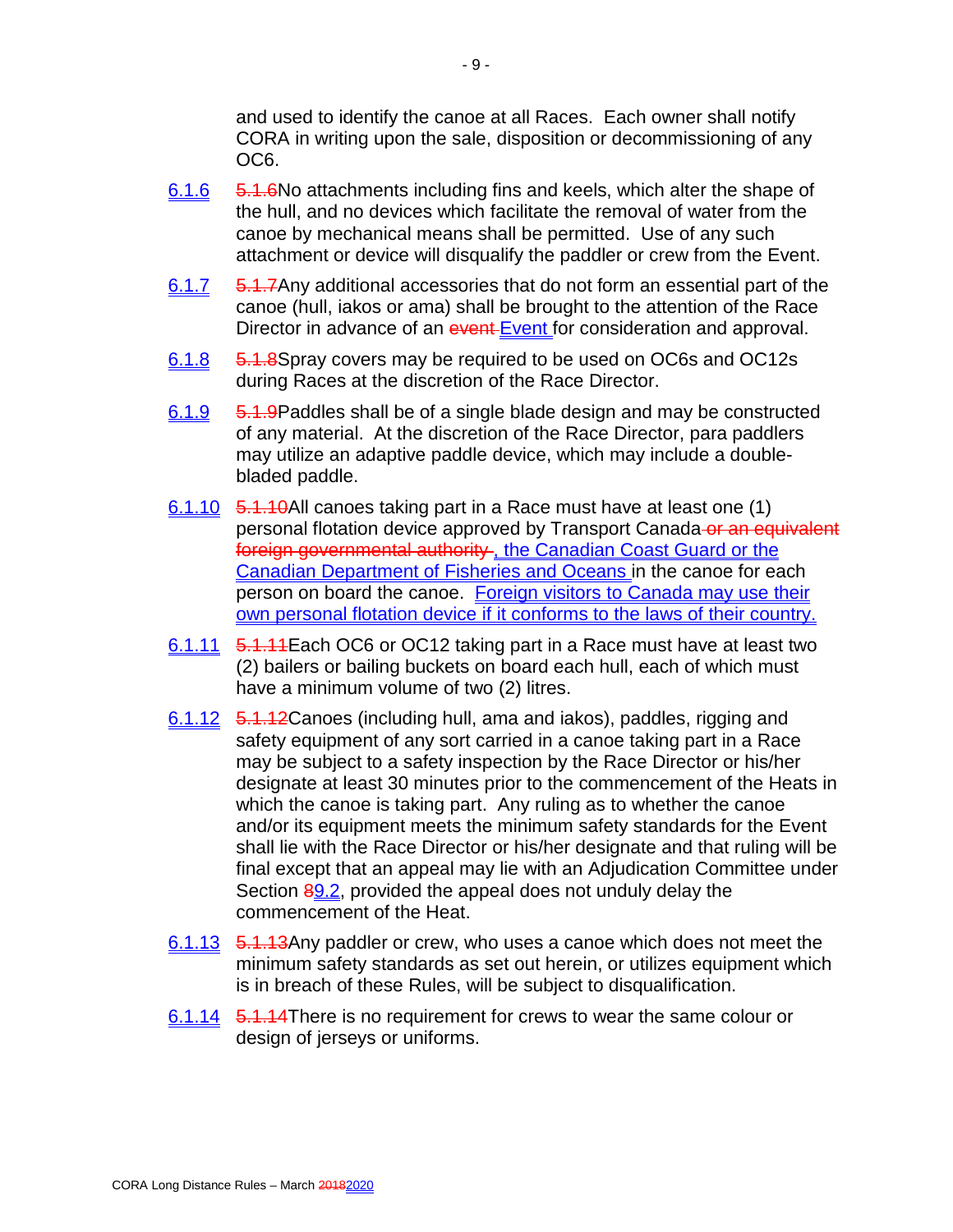and used to identify the canoe at all Races. Each owner shall notify CORA in writing upon the sale, disposition or decommissioning of any OC6.

6.1.6 ~~5.1.6~~No attachments including fins and keels, which alter the shape of the hull, and no devices which facilitate the removal of water from the canoe by mechanical means shall be permitted. Use of any such attachment or device will disqualify the paddler or crew from the Event.

6.1.7 ~~5.1.7~~Any additional accessories that do not form an essential part of the canoe (hull, iakos or ama) shall be brought to the attention of the Race Director in advance of an ~~event~~ Event for consideration and approval.

6.1.8 ~~5.1.8~~Spray covers may be required to be used on OC6s and OC12s during Races at the discretion of the Race Director.

6.1.9 ~~5.1.9~~Paddles shall be of a single blade design and may be constructed of any material. At the discretion of the Race Director, para paddlers may utilize an adaptive paddle device, which may include a double-bladed paddle.

6.1.10 ~~5.1.10~~All canoes taking part in a Race must have at least one (1) personal flotation device approved by Transport Canada ~~or an equivalent foreign governmental authority~~, the Canadian Coast Guard or the Canadian Department of Fisheries and Oceans in the canoe for each person on board the canoe. Foreign visitors to Canada may use their own personal flotation device if it conforms to the laws of their country.

6.1.11 ~~5.1.11~~Each OC6 or OC12 taking part in a Race must have at least two (2) bailers or bailing buckets on board each hull, each of which must have a minimum volume of two (2) litres.

6.1.12 ~~5.1.12~~Canoes (including hull, ama and iakos), paddles, rigging and safety equipment of any sort carried in a canoe taking part in a Race may be subject to a safety inspection by the Race Director or his/her designate at least 30 minutes prior to the commencement of the Heats in which the canoe is taking part. Any ruling as to whether the canoe and/or its equipment meets the minimum safety standards for the Event shall lie with the Race Director or his/her designate and that ruling will be final except that an appeal may lie with an Adjudication Committee under Section ~~8~~9.2, provided the appeal does not unduly delay the commencement of the Heat.

6.1.13 ~~5.1.13~~Any paddler or crew, who uses a canoe which does not meet the minimum safety standards as set out herein, or utilizes equipment which is in breach of these Rules, will be subject to disqualification.

6.1.14 ~~5.1.14~~There is no requirement for crews to wear the same colour or design of jerseys or uniforms.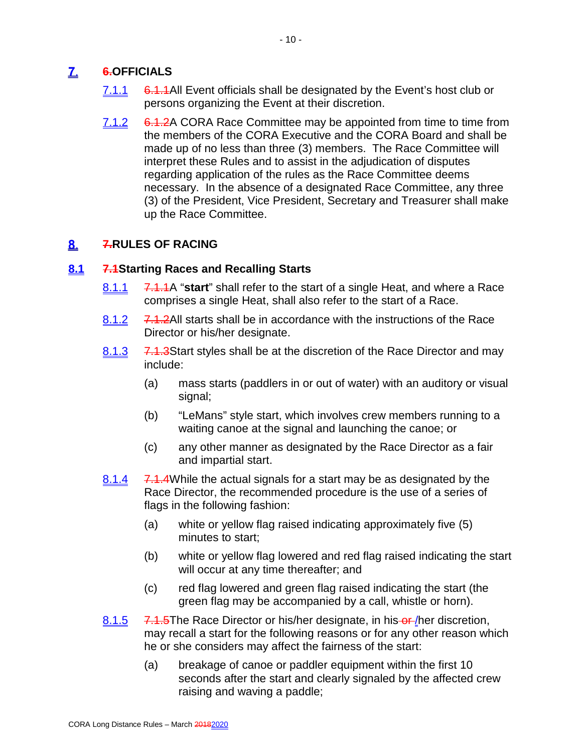## 7. ~~6.~~OFFICIALS

7.1.1 ~~6.1.1~~All Event officials shall be designated by the Event's host club or persons organizing the Event at their discretion.

7.1.2 ~~6.1.2~~A CORA Race Committee may be appointed from time to time from the members of the CORA Executive and the CORA Board and shall be made up of no less than three (3) members. The Race Committee will interpret these Rules and to assist in the adjudication of disputes regarding application of the rules as the Race Committee deems necessary. In the absence of a designated Race Committee, any three (3) of the President, Vice President, Secretary and Treasurer shall make up the Race Committee.

## 8. ~~7.~~RULES OF RACING

### 8.1 ~~7.1~~Starting Races and Recalling Starts

8.1.1 ~~7.1.1~~A "**start**" shall refer to the start of a single Heat, and where a Race comprises a single Heat, shall also refer to the start of a Race.

8.1.2 ~~7.1.2~~All starts shall be in accordance with the instructions of the Race Director or his/her designate.

8.1.3 ~~7.1.3~~Start styles shall be at the discretion of the Race Director and may include:

(a) mass starts (paddlers in or out of water) with an auditory or visual signal;

(b) "LeMans" style start, which involves crew members running to a waiting canoe at the signal and launching the canoe; or

(c) any other manner as designated by the Race Director as a fair and impartial start.

8.1.4 ~~7.1.4~~While the actual signals for a start may be as designated by the Race Director, the recommended procedure is the use of a series of flags in the following fashion:

(a) white or yellow flag raised indicating approximately five (5) minutes to start;

(b) white or yellow flag lowered and red flag raised indicating the start will occur at any time thereafter; and

(c) red flag lowered and green flag raised indicating the start (the green flag may be accompanied by a call, whistle or horn).

8.1.5 ~~7.1.5~~The Race Director or his/her designate, in his~~ or ~~/her discretion, may recall a start for the following reasons or for any other reason which he or she considers may affect the fairness of the start:

(a) breakage of canoe or paddler equipment within the first 10 seconds after the start and clearly signaled by the affected crew raising and waving a paddle;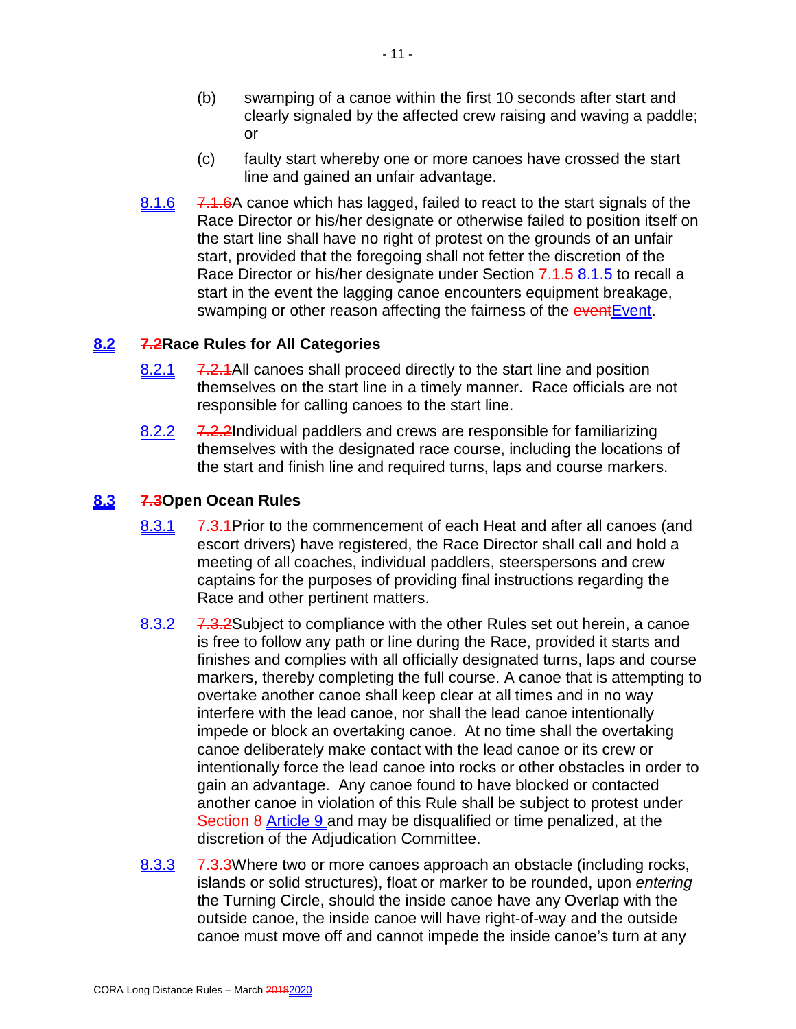(b) swamping of a canoe within the first 10 seconds after start and clearly signaled by the affected crew raising and waving a paddle; or

(c) faulty start whereby one or more canoes have crossed the start line and gained an unfair advantage.

8.1.6 ~~7.1.6~~A canoe which has lagged, failed to react to the start signals of the Race Director or his/her designate or otherwise failed to position itself on the start line shall have no right of protest on the grounds of an unfair start, provided that the foregoing shall not fetter the discretion of the Race Director or his/her designate under Section ~~7.1.5~~ 8.1.5 to recall a start in the event the lagging canoe encounters equipment breakage, swamping or other reason affecting the fairness of the ~~event~~Event.

## 8.2 ~~7.2~~Race Rules for All Categories

8.2.1 ~~7.2.1~~All canoes shall proceed directly to the start line and position themselves on the start line in a timely manner. Race officials are not responsible for calling canoes to the start line.

8.2.2 ~~7.2.2~~Individual paddlers and crews are responsible for familiarizing themselves with the designated race course, including the locations of the start and finish line and required turns, laps and course markers.

## 8.3 ~~7.3~~Open Ocean Rules

8.3.1 ~~7.3.1~~Prior to the commencement of each Heat and after all canoes (and escort drivers) have registered, the Race Director shall call and hold a meeting of all coaches, individual paddlers, steerspersons and crew captains for the purposes of providing final instructions regarding the Race and other pertinent matters.

8.3.2 ~~7.3.2~~Subject to compliance with the other Rules set out herein, a canoe is free to follow any path or line during the Race, provided it starts and finishes and complies with all officially designated turns, laps and course markers, thereby completing the full course. A canoe that is attempting to overtake another canoe shall keep clear at all times and in no way interfere with the lead canoe, nor shall the lead canoe intentionally impede or block an overtaking canoe. At no time shall the overtaking canoe deliberately make contact with the lead canoe or its crew or intentionally force the lead canoe into rocks or other obstacles in order to gain an advantage. Any canoe found to have blocked or contacted another canoe in violation of this Rule shall be subject to protest under ~~Section 8~~ Article 9 and may be disqualified or time penalized, at the discretion of the Adjudication Committee.

8.3.3 ~~7.3.3~~Where two or more canoes approach an obstacle (including rocks, islands or solid structures), float or marker to be rounded, upon *entering* the Turning Circle, should the inside canoe have any Overlap with the outside canoe, the inside canoe will have right-of-way and the outside canoe must move off and cannot impede the inside canoe's turn at any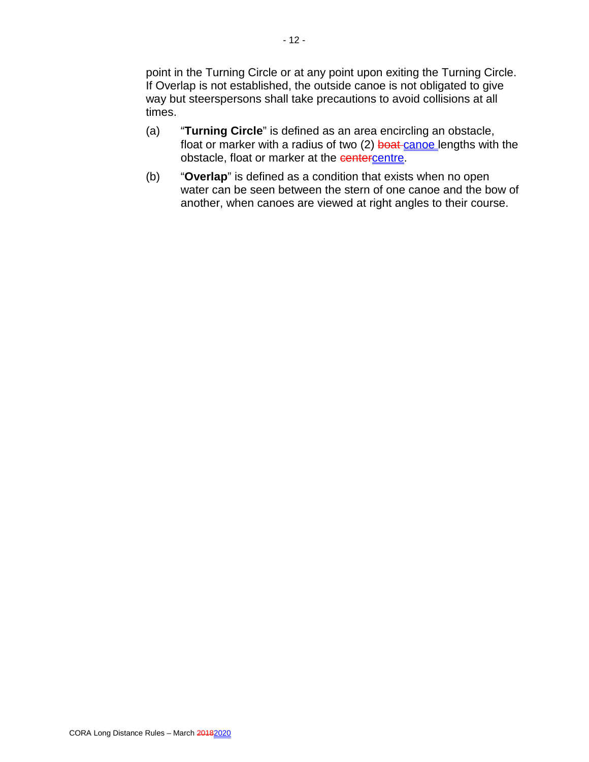point in the Turning Circle or at any point upon exiting the Turning Circle. If Overlap is not established, the outside canoe is not obligated to give way but steerspersons shall take precautions to avoid collisions at all times.

(a) "**Turning Circle**" is defined as an area encircling an obstacle, float or marker with a radius of two (2) ~~boat~~ canoe lengths with the obstacle, float or marker at the ~~center~~centre.

(b) "**Overlap**" is defined as a condition that exists when no open water can be seen between the stern of one canoe and the bow of another, when canoes are viewed at right angles to their course.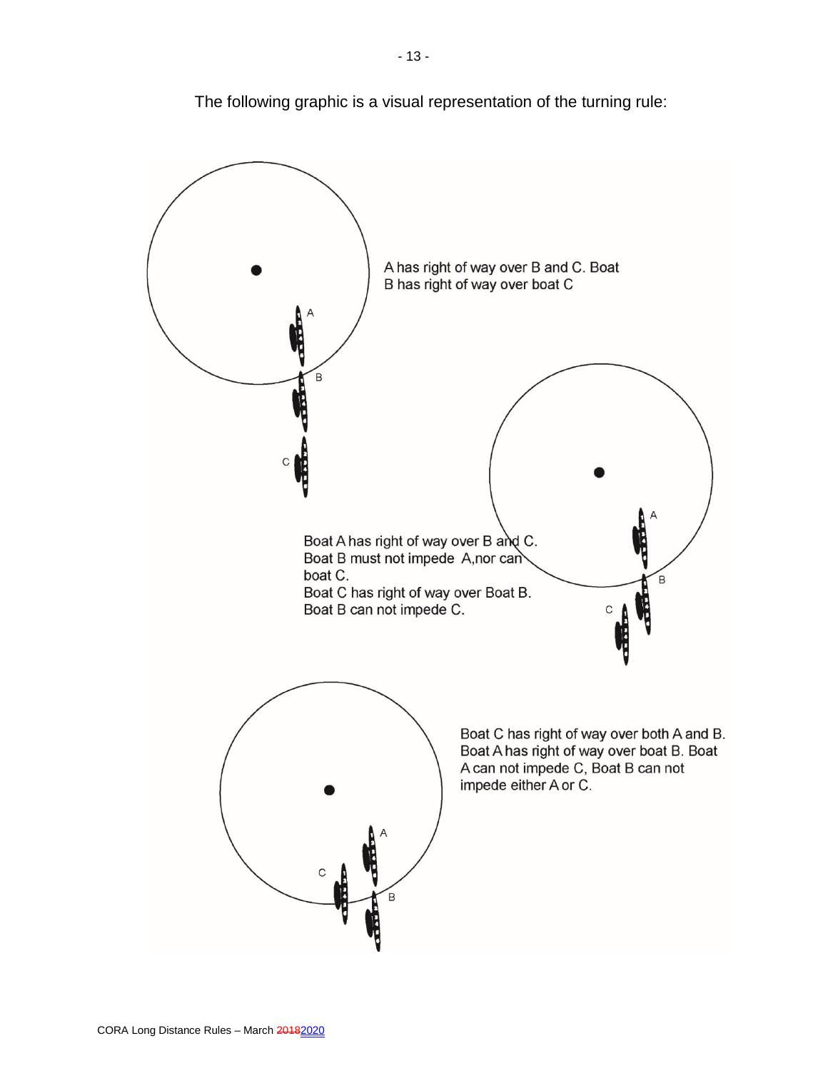The following graphic is a visual representation of the turning rule:

A has right of way over B and C. Boat B has right of way over boat C

A

B

C

A

B

C

Boat A has right of way over B and C.
Boat B must not impede A,nor can boat C.
Boat C has right of way over Boat B.
Boat B can not impede C.

Boat C has right of way over both A and B. Boat A has right of way over boat B. Boat A can not impede C, Boat B can not impede either A or C.

A

C

B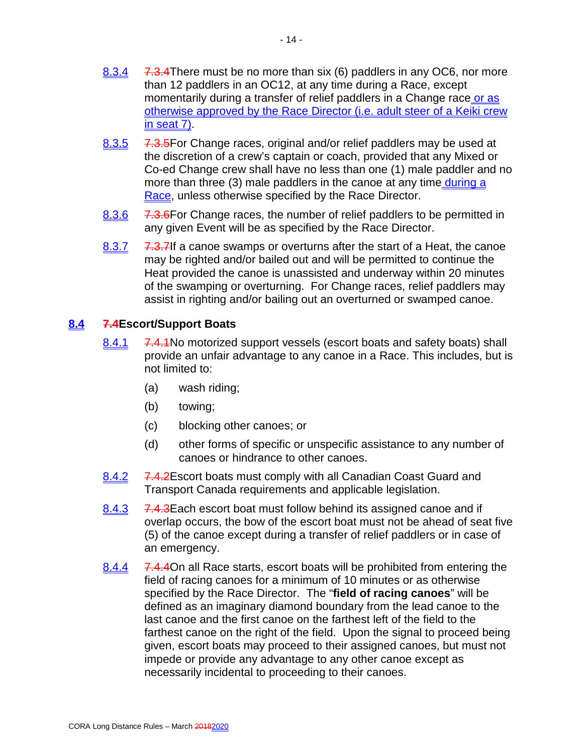8.3.4 ~~7.3.4~~There must be no more than six (6) paddlers in any OC6, nor more than 12 paddlers in an OC12, at any time during a Race, except momentarily during a transfer of relief paddlers in a Change race or as otherwise approved by the Race Director (i.e. adult steer of a Keiki crew in seat 7).

8.3.5 ~~7.3.5~~For Change races, original and/or relief paddlers may be used at the discretion of a crew's captain or coach, provided that any Mixed or Co-ed Change crew shall have no less than one (1) male paddler and no more than three (3) male paddlers in the canoe at any time during a Race, unless otherwise specified by the Race Director.

8.3.6 ~~7.3.6~~For Change races, the number of relief paddlers to be permitted in any given Event will be as specified by the Race Director.

8.3.7 ~~7.3.7~~If a canoe swamps or overturns after the start of a Heat, the canoe may be righted and/or bailed out and will be permitted to continue the Heat provided the canoe is unassisted and underway within 20 minutes of the swamping or overturning. For Change races, relief paddlers may assist in righting and/or bailing out an overturned or swamped canoe.

## 8.4 ~~7.4~~Escort/Support Boats

8.4.1 ~~7.4.1~~No motorized support vessels (escort boats and safety boats) shall provide an unfair advantage to any canoe in a Race. This includes, but is not limited to:

(a) wash riding;

(b) towing;

(c) blocking other canoes; or

(d) other forms of specific or unspecific assistance to any number of canoes or hindrance to other canoes.

8.4.2 ~~7.4.2~~Escort boats must comply with all Canadian Coast Guard and Transport Canada requirements and applicable legislation.

8.4.3 ~~7.4.3~~Each escort boat must follow behind its assigned canoe and if overlap occurs, the bow of the escort boat must not be ahead of seat five (5) of the canoe except during a transfer of relief paddlers or in case of an emergency.

8.4.4 ~~7.4.4~~On all Race starts, escort boats will be prohibited from entering the field of racing canoes for a minimum of 10 minutes or as otherwise specified by the Race Director. The "**field of racing canoes**" will be defined as an imaginary diamond boundary from the lead canoe to the last canoe and the first canoe on the farthest left of the field to the farthest canoe on the right of the field. Upon the signal to proceed being given, escort boats may proceed to their assigned canoes, but must not impede or provide any advantage to any other canoe except as necessarily incidental to proceeding to their canoes.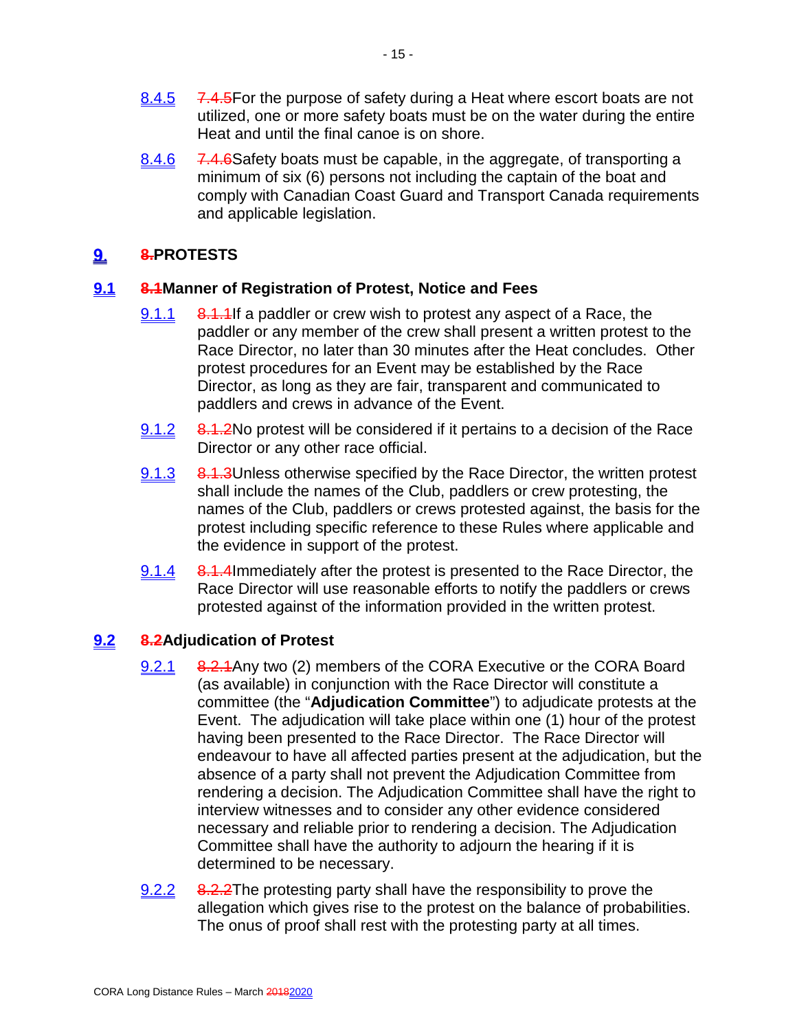8.4.5 ~~7.4.5~~For the purpose of safety during a Heat where escort boats are not utilized, one or more safety boats must be on the water during the entire Heat and until the final canoe is on shore.

8.4.6 ~~7.4.6~~Safety boats must be capable, in the aggregate, of transporting a minimum of six (6) persons not including the captain of the boat and comply with Canadian Coast Guard and Transport Canada requirements and applicable legislation.

## 9. ~~8.~~PROTESTS

### 9.1 ~~8.1~~Manner of Registration of Protest, Notice and Fees

9.1.1 ~~8.1.1~~If a paddler or crew wish to protest any aspect of a Race, the paddler or any member of the crew shall present a written protest to the Race Director, no later than 30 minutes after the Heat concludes. Other protest procedures for an Event may be established by the Race Director, as long as they are fair, transparent and communicated to paddlers and crews in advance of the Event.

9.1.2 ~~8.1.2~~No protest will be considered if it pertains to a decision of the Race Director or any other race official.

9.1.3 ~~8.1.3~~Unless otherwise specified by the Race Director, the written protest shall include the names of the Club, paddlers or crew protesting, the names of the Club, paddlers or crews protested against, the basis for the protest including specific reference to these Rules where applicable and the evidence in support of the protest.

9.1.4 ~~8.1.4~~Immediately after the protest is presented to the Race Director, the Race Director will use reasonable efforts to notify the paddlers or crews protested against of the information provided in the written protest.

### 9.2 ~~8.2~~Adjudication of Protest

9.2.1 ~~8.2.1~~Any two (2) members of the CORA Executive or the CORA Board (as available) in conjunction with the Race Director will constitute a committee (the "**Adjudication Committee**") to adjudicate protests at the Event. The adjudication will take place within one (1) hour of the protest having been presented to the Race Director. The Race Director will endeavour to have all affected parties present at the adjudication, but the absence of a party shall not prevent the Adjudication Committee from rendering a decision. The Adjudication Committee shall have the right to interview witnesses and to consider any other evidence considered necessary and reliable prior to rendering a decision. The Adjudication Committee shall have the authority to adjourn the hearing if it is determined to be necessary.

9.2.2 ~~8.2.2~~The protesting party shall have the responsibility to prove the allegation which gives rise to the protest on the balance of probabilities. The onus of proof shall rest with the protesting party at all times.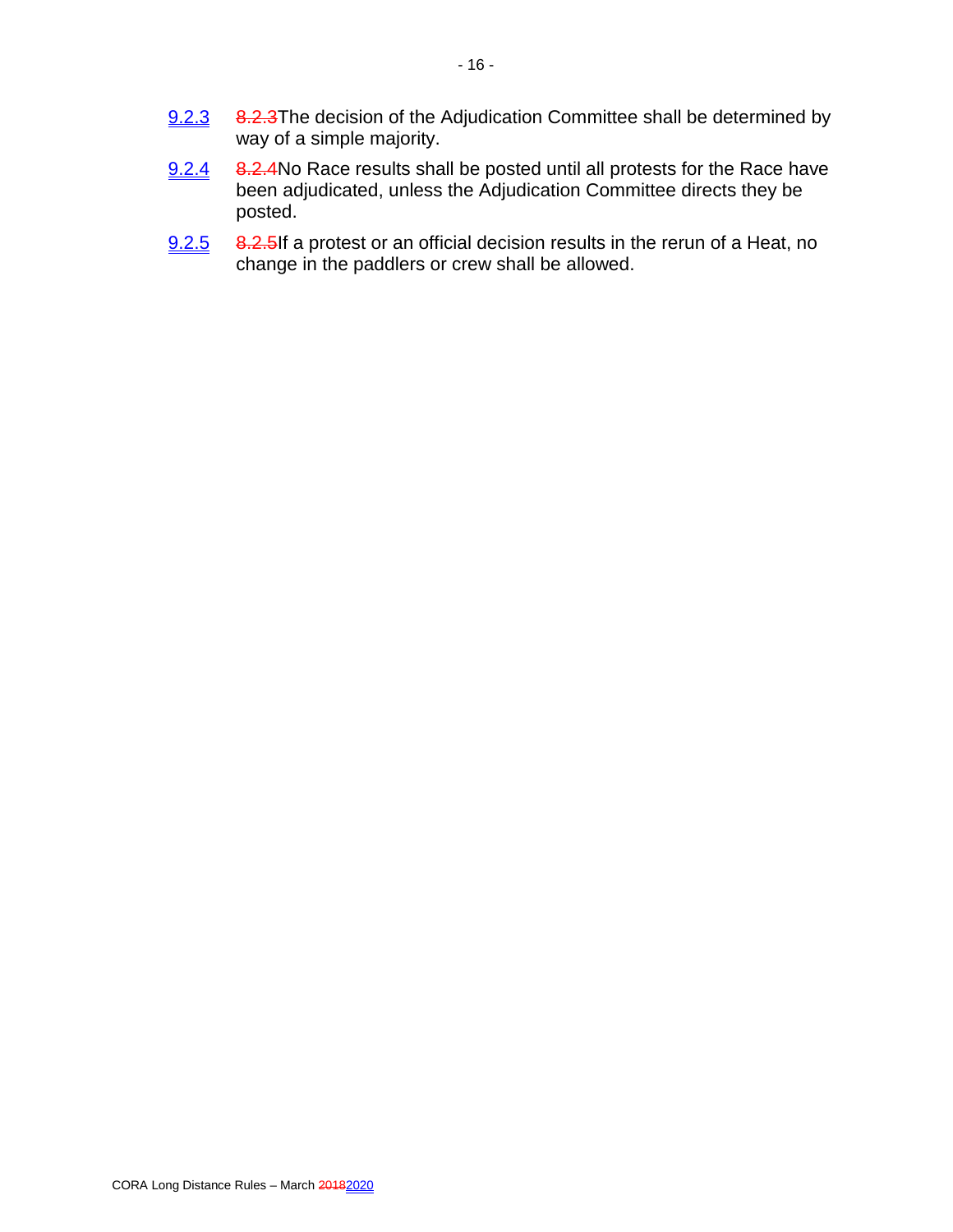9.2.3 8.2.3The decision of the Adjudication Committee shall be determined by way of a simple majority.

9.2.4 8.2.4No Race results shall be posted until all protests for the Race have been adjudicated, unless the Adjudication Committee directs they be posted.

9.2.5 8.2.5If a protest or an official decision results in the rerun of a Heat, no change in the paddlers or crew shall be allowed.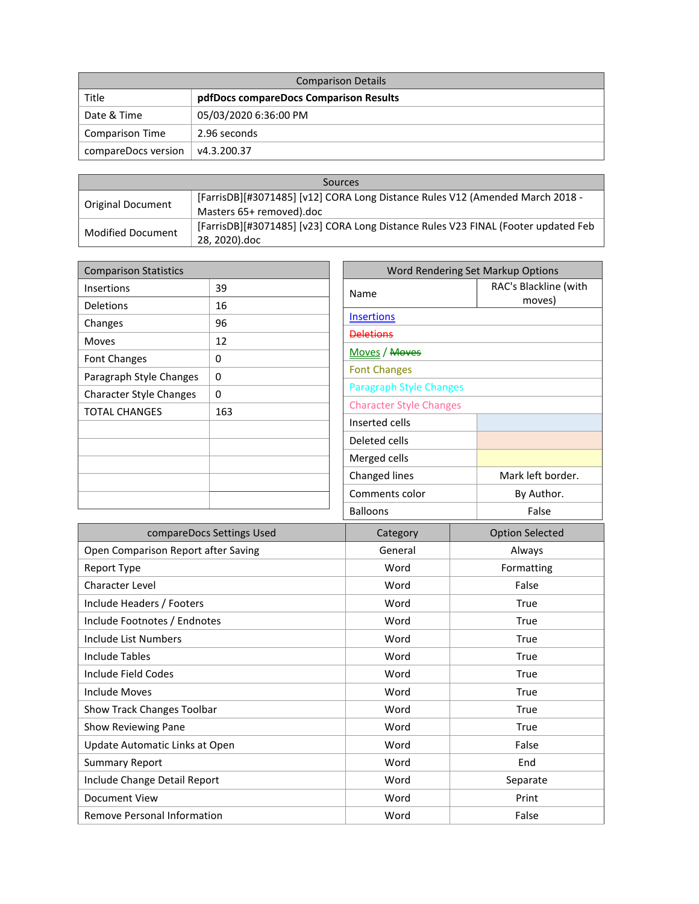| Comparison Details | |
|---|---|
| Title | **pdfDocs compareDocs Comparison Results** |
| Date & Time | 05/03/2020 6:36:00 PM |
| Comparison Time | 2.96 seconds |
| compareDocs version | v4.3.200.37 |

| Sources | |
|---|---|
| Original Document | [FarrisDB][#3071485] [v12] CORA Long Distance Rules V12 (Amended March 2018 - Masters 65+ removed).doc |
| Modified Document | [FarrisDB][#3071485] [v23] CORA Long Distance Rules V23 FINAL (Footer updated Feb 28, 2020).doc |

| Comparison Statistics | |
|---|---|
| Insertions | 39 |
| Deletions | 16 |
| Changes | 96 |
| Moves | 12 |
| Font Changes | 0 |
| Paragraph Style Changes | 0 |
| Character Style Changes | 0 |
| TOTAL CHANGES | 163 |

| Word Rendering Set Markup Options | |
|---|---|
| Name | RAC's Blackline (with moves) |
| Insertions | |
| ~~Deletions~~ | |
| Moves / ~~Moves~~ | |
| Font Changes | |
| Paragraph Style Changes | |
| Character Style Changes | |
| Inserted cells | |
| Deleted cells | |
| Merged cells | |
| Changed lines | Mark left border. |
| Comments color | By Author. |
| Balloons | False |

| compareDocs Settings Used | Category | Option Selected |
|---|---|---|
| Open Comparison Report after Saving | General | Always |
| Report Type | Word | Formatting |
| Character Level | Word | False |
| Include Headers / Footers | Word | True |
| Include Footnotes / Endnotes | Word | True |
| Include List Numbers | Word | True |
| Include Tables | Word | True |
| Include Field Codes | Word | True |
| Include Moves | Word | True |
| Show Track Changes Toolbar | Word | True |
| Show Reviewing Pane | Word | True |
| Update Automatic Links at Open | Word | False |
| Summary Report | Word | End |
| Include Change Detail Report | Word | Separate |
| Document View | Word | Print |
| Remove Personal Information | Word | False |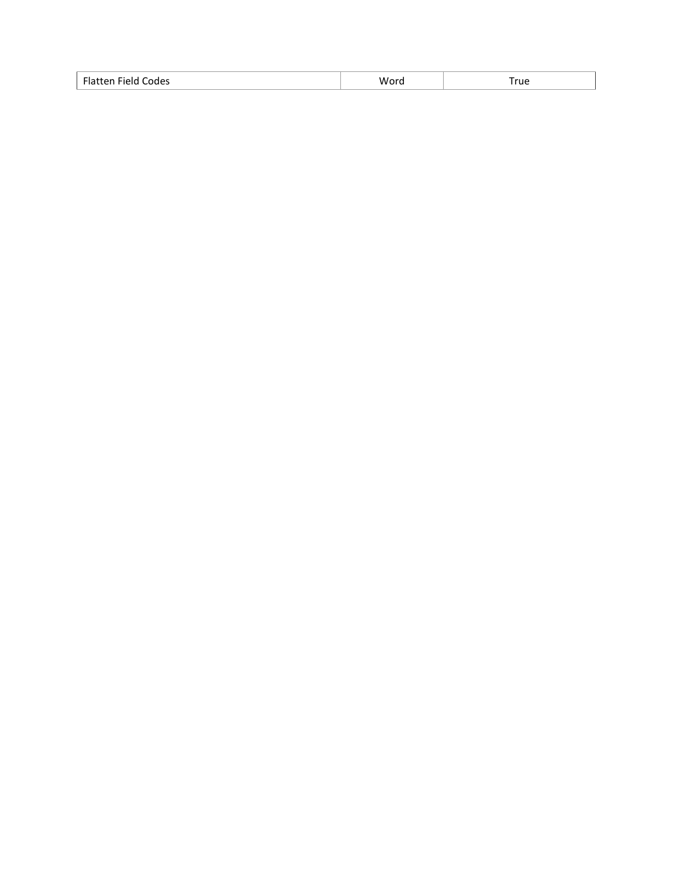| | | |
|---|---|---|
| Flatten Field Codes | Word | True |